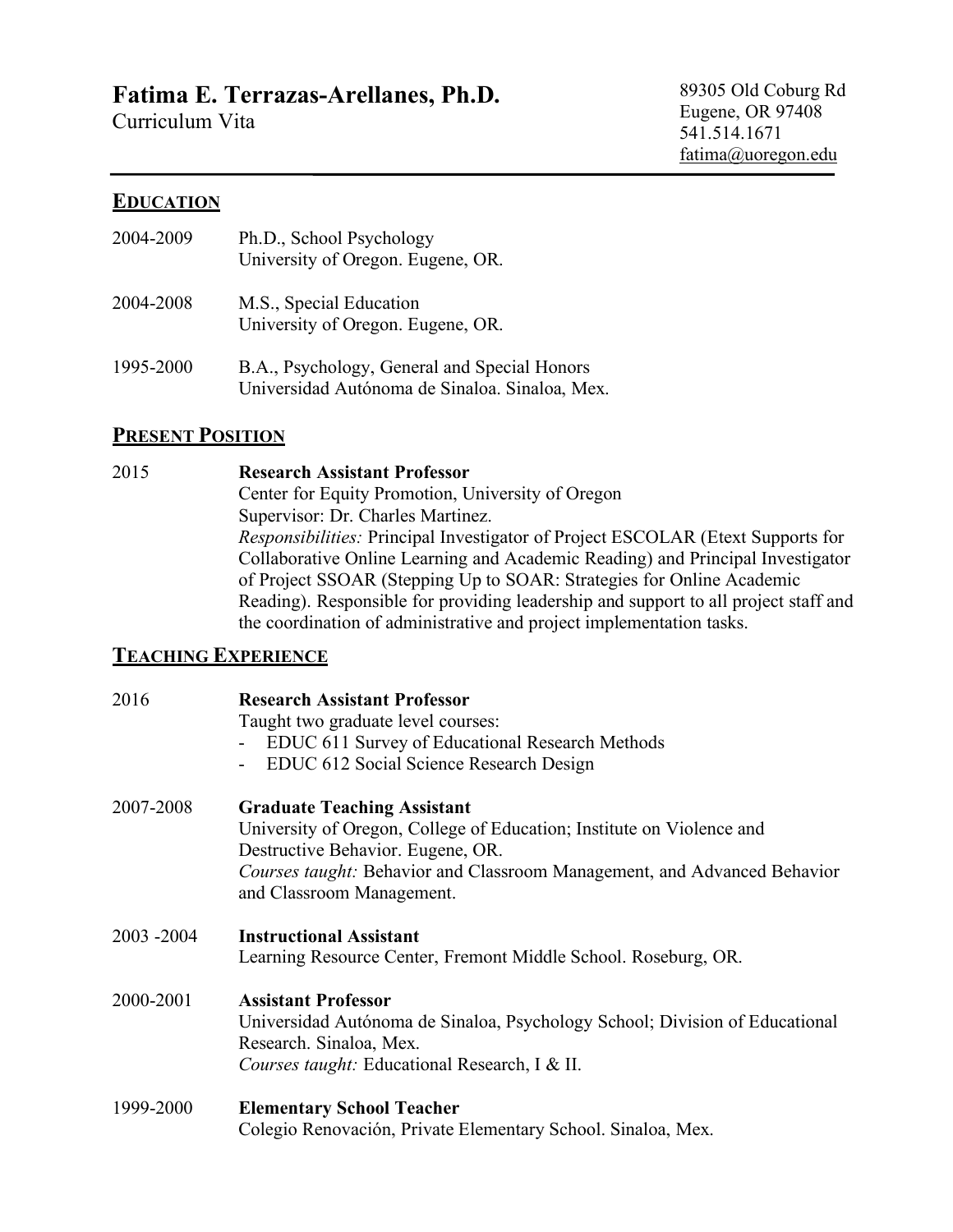# Fatima E. Terrazas-Arellanes, Ph.D.

Curriculum Vita

89305 Old Coburg Rd
Eugene, OR 97408
541.514.1671
fatima@uoregon.edu

## EDUCATION

2004-2009 Ph.D., School Psychology
University of Oregon. Eugene, OR.

2004-2008 M.S., Special Education
University of Oregon. Eugene, OR.

1995-2000 B.A., Psychology, General and Special Honors
Universidad Autónoma de Sinaloa. Sinaloa, Mex.

## PRESENT POSITION

2015 **Research Assistant Professor**
Center for Equity Promotion, University of Oregon
Supervisor: Dr. Charles Martinez.
*Responsibilities:* Principal Investigator of Project ESCOLAR (Etext Supports for Collaborative Online Learning and Academic Reading) and Principal Investigator of Project SSOAR (Stepping Up to SOAR: Strategies for Online Academic Reading). Responsible for providing leadership and support to all project staff and the coordination of administrative and project implementation tasks.

## TEACHING EXPERIENCE

2016 **Research Assistant Professor**
Taught two graduate level courses:

- EDUC 611 Survey of Educational Research Methods
- EDUC 612 Social Science Research Design

2007-2008 **Graduate Teaching Assistant**
University of Oregon, College of Education; Institute on Violence and Destructive Behavior. Eugene, OR.
*Courses taught:* Behavior and Classroom Management, and Advanced Behavior and Classroom Management.

2003 -2004 **Instructional Assistant**
Learning Resource Center, Fremont Middle School. Roseburg, OR.

2000-2001 **Assistant Professor**
Universidad Autónoma de Sinaloa, Psychology School; Division of Educational Research. Sinaloa, Mex.
*Courses taught:* Educational Research, I & II.

1999-2000 **Elementary School Teacher**
Colegio Renovación, Private Elementary School. Sinaloa, Mex.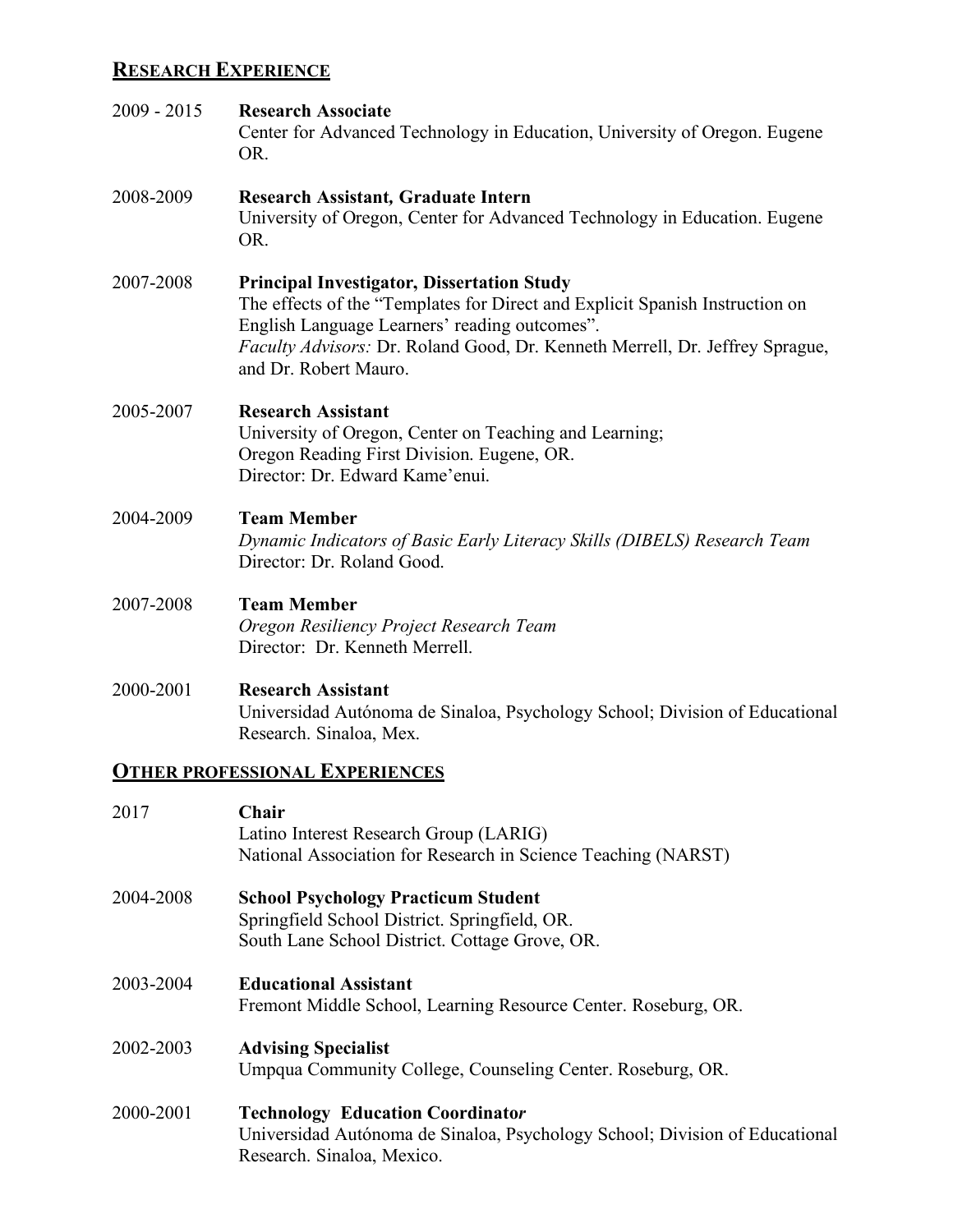## RESEARCH EXPERIENCE

2009 - 2015 **Research Associate**
Center for Advanced Technology in Education, University of Oregon. Eugene OR.

2008-2009 **Research Assistant, Graduate Intern**
University of Oregon, Center for Advanced Technology in Education. Eugene OR.

2007-2008 **Principal Investigator, Dissertation Study**
The effects of the "Templates for Direct and Explicit Spanish Instruction on English Language Learners' reading outcomes".
*Faculty Advisors:* Dr. Roland Good, Dr. Kenneth Merrell, Dr. Jeffrey Sprague, and Dr. Robert Mauro.

2005-2007 **Research Assistant**
University of Oregon, Center on Teaching and Learning;
Oregon Reading First Division. Eugene, OR.
Director: Dr. Edward Kame'enui.

2004-2009 **Team Member**
*Dynamic Indicators of Basic Early Literacy Skills (DIBELS) Research Team*
Director: Dr. Roland Good.

2007-2008 **Team Member**
*Oregon Resiliency Project Research Team*
Director: Dr. Kenneth Merrell.

2000-2001 **Research Assistant**
Universidad Autónoma de Sinaloa, Psychology School; Division of Educational Research. Sinaloa, Mex.

## OTHER PROFESSIONAL EXPERIENCES

2017 **Chair**
Latino Interest Research Group (LARIG)
National Association for Research in Science Teaching (NARST)

2004-2008 **School Psychology Practicum Student**
Springfield School District. Springfield, OR.
South Lane School District. Cottage Grove, OR.

2003-2004 **Educational Assistant**
Fremont Middle School, Learning Resource Center. Roseburg, OR.

2002-2003 **Advising Specialist**
Umpqua Community College, Counseling Center. Roseburg, OR.

2000-2001 **Technology Education Coordinator**
Universidad Autónoma de Sinaloa, Psychology School; Division of Educational Research. Sinaloa, Mexico.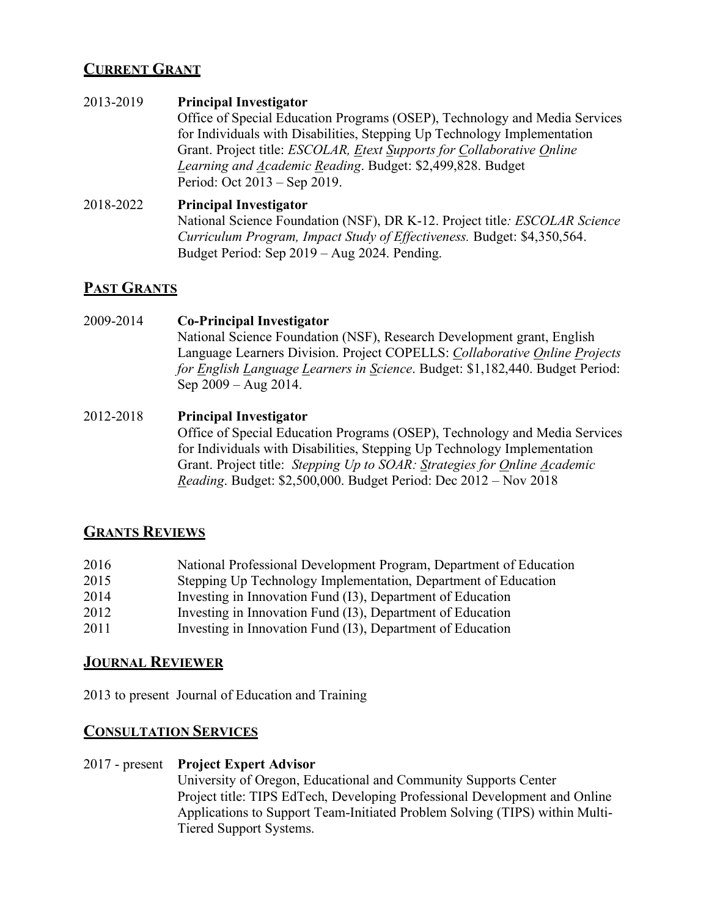## <u>Current Grant</u>

2013-2019 **Principal Investigator**
Office of Special Education Programs (OSEP), Technology and Media Services for Individuals with Disabilities, Stepping Up Technology Implementation Grant. Project title: *ESCOLAR, <u>E</u>text <u>S</u>upports for <u>C</u>ollaborative <u>O</u>nline <u>L</u>earning and <u>A</u>cademic <u>R</u>eading*. Budget: $2,499,828. Budget Period: Oct 2013 – Sep 2019.

2018-2022 **Principal Investigator**
National Science Foundation (NSF), DR K-12. Project title*: ESCOLAR Science Curriculum Program, Impact Study of Effectiveness.* Budget: $4,350,564. Budget Period: Sep 2019 – Aug 2024. Pending.

## <u>Past Grants</u>

2009-2014 **Co-Principal Investigator**
National Science Foundation (NSF), Research Development grant, English Language Learners Division. Project COPELLS: *<u>C</u>ollaborative <u>O</u>nline <u>P</u>rojects for <u>E</u>nglish <u>L</u>anguage <u>L</u>earners in <u>S</u>cience*. Budget: $1,182,440. Budget Period: Sep 2009 – Aug 2014.

2012-2018 **Principal Investigator**
Office of Special Education Programs (OSEP), Technology and Media Services for Individuals with Disabilities, Stepping Up Technology Implementation Grant. Project title: *Stepping Up to SOAR: <u>S</u>trategies for <u>O</u>nline <u>A</u>cademic <u>R</u>eading*. Budget: $2,500,000. Budget Period: Dec 2012 – Nov 2018

## <u>Grants Reviews</u>

2016 National Professional Development Program, Department of Education
2015 Stepping Up Technology Implementation, Department of Education
2014 Investing in Innovation Fund (I3), Department of Education
2012 Investing in Innovation Fund (I3), Department of Education
2011 Investing in Innovation Fund (I3), Department of Education

## <u>Journal Reviewer</u>

2013 to present Journal of Education and Training

## <u>Consultation Services</u>

2017 - present **Project Expert Advisor**
University of Oregon, Educational and Community Supports Center
Project title: TIPS EdTech, Developing Professional Development and Online Applications to Support Team-Initiated Problem Solving (TIPS) within Multi-Tiered Support Systems.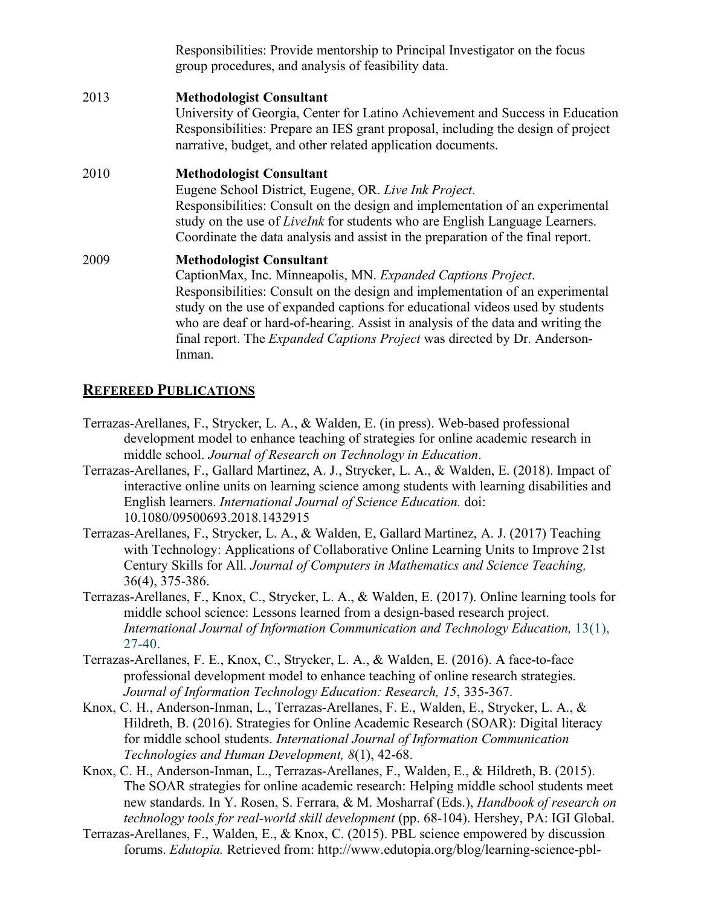Responsibilities: Provide mentorship to Principal Investigator on the focus group procedures, and analysis of feasibility data.

2013 **Methodologist Consultant**
University of Georgia, Center for Latino Achievement and Success in Education
Responsibilities: Prepare an IES grant proposal, including the design of project narrative, budget, and other related application documents.

2010 **Methodologist Consultant**
Eugene School District, Eugene, OR. *Live Ink Project*.
Responsibilities: Consult on the design and implementation of an experimental study on the use of *LiveInk* for students who are English Language Learners. Coordinate the data analysis and assist in the preparation of the final report.

2009 **Methodologist Consultant**
CaptionMax, Inc. Minneapolis, MN. *Expanded Captions Project*.
Responsibilities: Consult on the design and implementation of an experimental study on the use of expanded captions for educational videos used by students who are deaf or hard-of-hearing. Assist in analysis of the data and writing the final report. The *Expanded Captions Project* was directed by Dr. Anderson-Inman.

## REFEREED PUBLICATIONS

Terrazas-Arellanes, F., Strycker, L. A., & Walden, E. (in press). Web-based professional development model to enhance teaching of strategies for online academic research in middle school. *Journal of Research on Technology in Education*.

Terrazas-Arellanes, F., Gallard Martinez, A. J., Strycker, L. A., & Walden, E. (2018). Impact of interactive online units on learning science among students with learning disabilities and English learners. *International Journal of Science Education.* doi: 10.1080/09500693.2018.1432915

Terrazas-Arellanes, F., Strycker, L. A., & Walden, E, Gallard Martinez, A. J. (2017) Teaching with Technology: Applications of Collaborative Online Learning Units to Improve 21st Century Skills for All. *Journal of Computers in Mathematics and Science Teaching,* 36(4), 375-386.

Terrazas-Arellanes, F., Knox, C., Strycker, L. A., & Walden, E. (2017). Online learning tools for middle school science: Lessons learned from a design-based research project. *International Journal of Information Communication and Technology Education,* 13(1), 27-40.

Terrazas-Arellanes, F. E., Knox, C., Strycker, L. A., & Walden, E. (2016). A face-to-face professional development model to enhance teaching of online research strategies. *Journal of Information Technology Education: Research, 15*, 335-367.

Knox, C. H., Anderson-Inman, L., Terrazas-Arellanes, F. E., Walden, E., Strycker, L. A., & Hildreth, B. (2016). Strategies for Online Academic Research (SOAR): Digital literacy for middle school students. *International Journal of Information Communication Technologies and Human Development, 8*(1), 42-68.

Knox, C. H., Anderson-Inman, L., Terrazas-Arellanes, F., Walden, E., & Hildreth, B. (2015). The SOAR strategies for online academic research: Helping middle school students meet new standards. In Y. Rosen, S. Ferrara, & M. Mosharraf (Eds.), *Handbook of research on technology tools for real-world skill development* (pp. 68-104). Hershey, PA: IGI Global.

Terrazas-Arellanes, F., Walden, E., & Knox, C. (2015). PBL science empowered by discussion forums. *Edutopia.* Retrieved from: http://www.edutopia.org/blog/learning-science-pbl-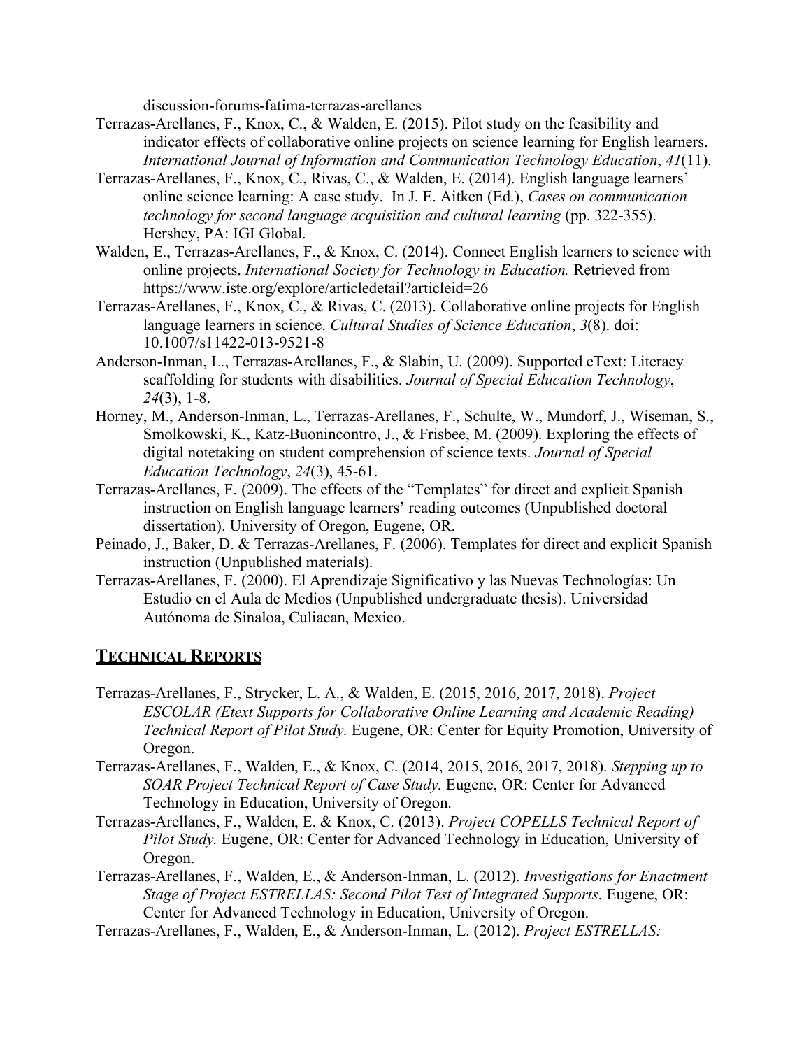discussion-forums-fatima-terrazas-arellanes

Terrazas-Arellanes, F., Knox, C., & Walden, E. (2015). Pilot study on the feasibility and indicator effects of collaborative online projects on science learning for English learners. *International Journal of Information and Communication Technology Education*, *41*(11).

Terrazas-Arellanes, F., Knox, C., Rivas, C., & Walden, E. (2014). English language learners' online science learning: A case study. In J. E. Aitken (Ed.), *Cases on communication technology for second language acquisition and cultural learning* (pp. 322-355). Hershey, PA: IGI Global.

Walden, E., Terrazas-Arellanes, F., & Knox, C. (2014). Connect English learners to science with online projects. *International Society for Technology in Education.* Retrieved from https://www.iste.org/explore/articledetail?articleid=26

Terrazas-Arellanes, F., Knox, C., & Rivas, C. (2013). Collaborative online projects for English language learners in science. *Cultural Studies of Science Education*, *3*(8). doi: 10.1007/s11422-013-9521-8

Anderson-Inman, L., Terrazas-Arellanes, F., & Slabin, U. (2009). Supported eText: Literacy scaffolding for students with disabilities. *Journal of Special Education Technology*, *24*(3), 1-8.

Horney, M., Anderson-Inman, L., Terrazas-Arellanes, F., Schulte, W., Mundorf, J., Wiseman, S., Smolkowski, K., Katz-Buonincontro, J., & Frisbee, M. (2009). Exploring the effects of digital notetaking on student comprehension of science texts. *Journal of Special Education Technology*, *24*(3), 45-61.

Terrazas-Arellanes, F. (2009). The effects of the "Templates" for direct and explicit Spanish instruction on English language learners' reading outcomes (Unpublished doctoral dissertation). University of Oregon, Eugene, OR.

Peinado, J., Baker, D. & Terrazas-Arellanes, F. (2006). Templates for direct and explicit Spanish instruction (Unpublished materials).

Terrazas-Arellanes, F. (2000). El Aprendizaje Significativo y las Nuevas Technologías: Un Estudio en el Aula de Medios (Unpublished undergraduate thesis). Universidad Autónoma de Sinaloa, Culiacan, Mexico.

## TECHNICAL REPORTS

Terrazas-Arellanes, F., Strycker, L. A., & Walden, E. (2015, 2016, 2017, 2018). *Project ESCOLAR (Etext Supports for Collaborative Online Learning and Academic Reading) Technical Report of Pilot Study.* Eugene, OR: Center for Equity Promotion, University of Oregon.

Terrazas-Arellanes, F., Walden, E., & Knox, C. (2014, 2015, 2016, 2017, 2018). *Stepping up to SOAR Project Technical Report of Case Study.* Eugene, OR: Center for Advanced Technology in Education, University of Oregon.

Terrazas-Arellanes, F., Walden, E. & Knox, C. (2013). *Project COPELLS Technical Report of Pilot Study.* Eugene, OR: Center for Advanced Technology in Education, University of Oregon.

Terrazas-Arellanes, F., Walden, E., & Anderson-Inman, L. (2012). *Investigations for Enactment Stage of Project ESTRELLAS: Second Pilot Test of Integrated Supports*. Eugene, OR: Center for Advanced Technology in Education, University of Oregon.

Terrazas-Arellanes, F., Walden, E., & Anderson-Inman, L. (2012). *Project ESTRELLAS:*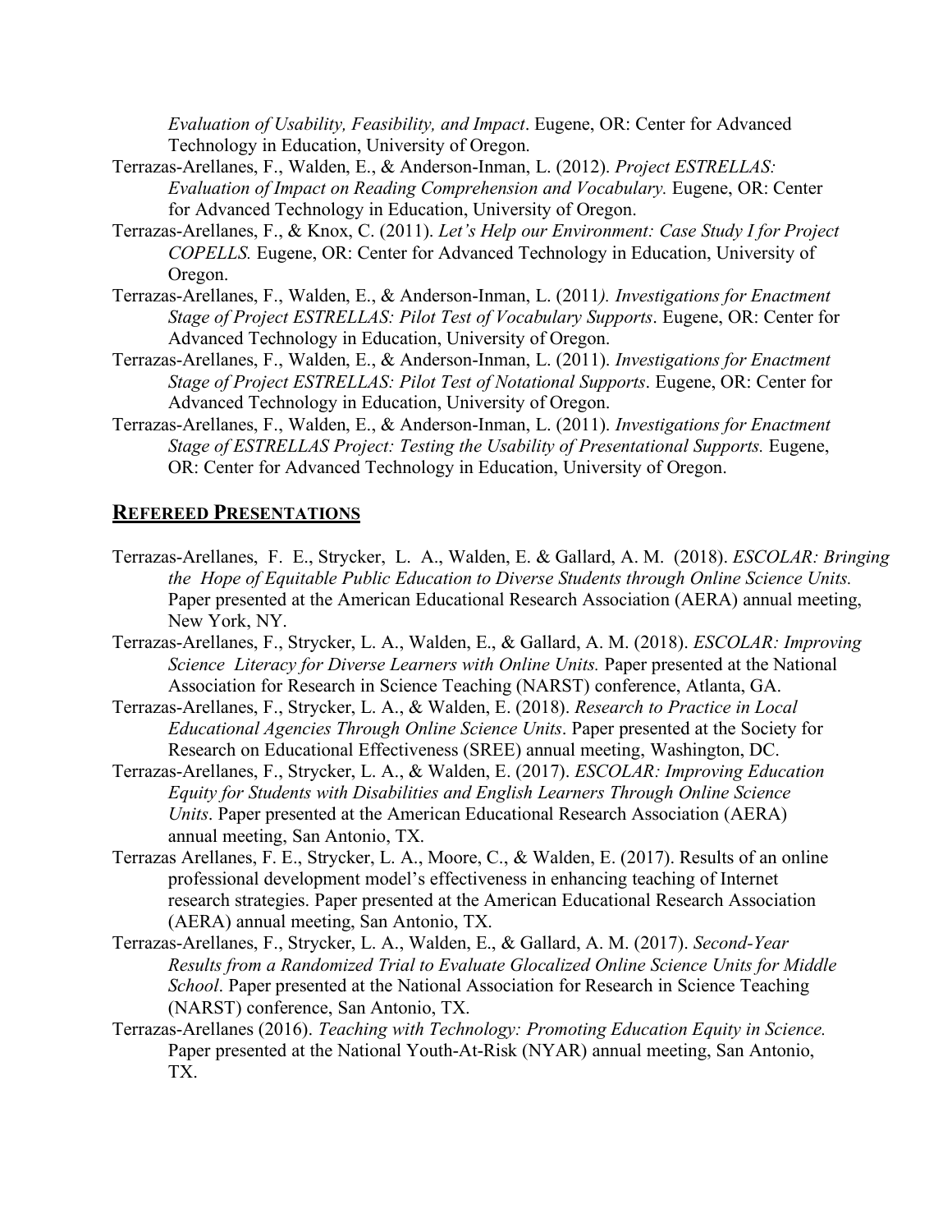*Evaluation of Usability, Feasibility, and Impact*. Eugene, OR: Center for Advanced Technology in Education, University of Oregon.

Terrazas-Arellanes, F., Walden, E., & Anderson-Inman, L. (2012). *Project ESTRELLAS: Evaluation of Impact on Reading Comprehension and Vocabulary.* Eugene, OR: Center for Advanced Technology in Education, University of Oregon.

Terrazas-Arellanes, F., & Knox, C. (2011). *Let's Help our Environment: Case Study I for Project COPELLS.* Eugene, OR: Center for Advanced Technology in Education, University of Oregon.

Terrazas-Arellanes, F., Walden, E., & Anderson-Inman, L. (2011*). Investigations for Enactment Stage of Project ESTRELLAS: Pilot Test of Vocabulary Supports*. Eugene, OR: Center for Advanced Technology in Education, University of Oregon.

Terrazas-Arellanes, F., Walden, E., & Anderson-Inman, L. (2011). *Investigations for Enactment Stage of Project ESTRELLAS: Pilot Test of Notational Supports*. Eugene, OR: Center for Advanced Technology in Education, University of Oregon.

Terrazas-Arellanes, F., Walden, E., & Anderson-Inman, L. (2011). *Investigations for Enactment Stage of ESTRELLAS Project: Testing the Usability of Presentational Supports.* Eugene, OR: Center for Advanced Technology in Education, University of Oregon.

## REFEREED PRESENTATIONS

Terrazas-Arellanes, F. E., Strycker, L. A., Walden, E. & Gallard, A. M. (2018). *ESCOLAR: Bringing the Hope of Equitable Public Education to Diverse Students through Online Science Units.* Paper presented at the American Educational Research Association (AERA) annual meeting, New York, NY.

Terrazas-Arellanes, F., Strycker, L. A., Walden, E., & Gallard, A. M. (2018). *ESCOLAR: Improving Science Literacy for Diverse Learners with Online Units.* Paper presented at the National Association for Research in Science Teaching (NARST) conference, Atlanta, GA.

Terrazas-Arellanes, F., Strycker, L. A., & Walden, E. (2018). *Research to Practice in Local Educational Agencies Through Online Science Units*. Paper presented at the Society for Research on Educational Effectiveness (SREE) annual meeting, Washington, DC.

Terrazas-Arellanes, F., Strycker, L. A., & Walden, E. (2017). *ESCOLAR: Improving Education Equity for Students with Disabilities and English Learners Through Online Science Units*. Paper presented at the American Educational Research Association (AERA) annual meeting, San Antonio, TX.

Terrazas Arellanes, F. E., Strycker, L. A., Moore, C., & Walden, E. (2017). Results of an online professional development model's effectiveness in enhancing teaching of Internet research strategies. Paper presented at the American Educational Research Association (AERA) annual meeting, San Antonio, TX.

Terrazas-Arellanes, F., Strycker, L. A., Walden, E., & Gallard, A. M. (2017). *Second-Year Results from a Randomized Trial to Evaluate Glocalized Online Science Units for Middle School*. Paper presented at the National Association for Research in Science Teaching (NARST) conference, San Antonio, TX.

Terrazas-Arellanes (2016). *Teaching with Technology: Promoting Education Equity in Science.* Paper presented at the National Youth-At-Risk (NYAR) annual meeting, San Antonio, TX.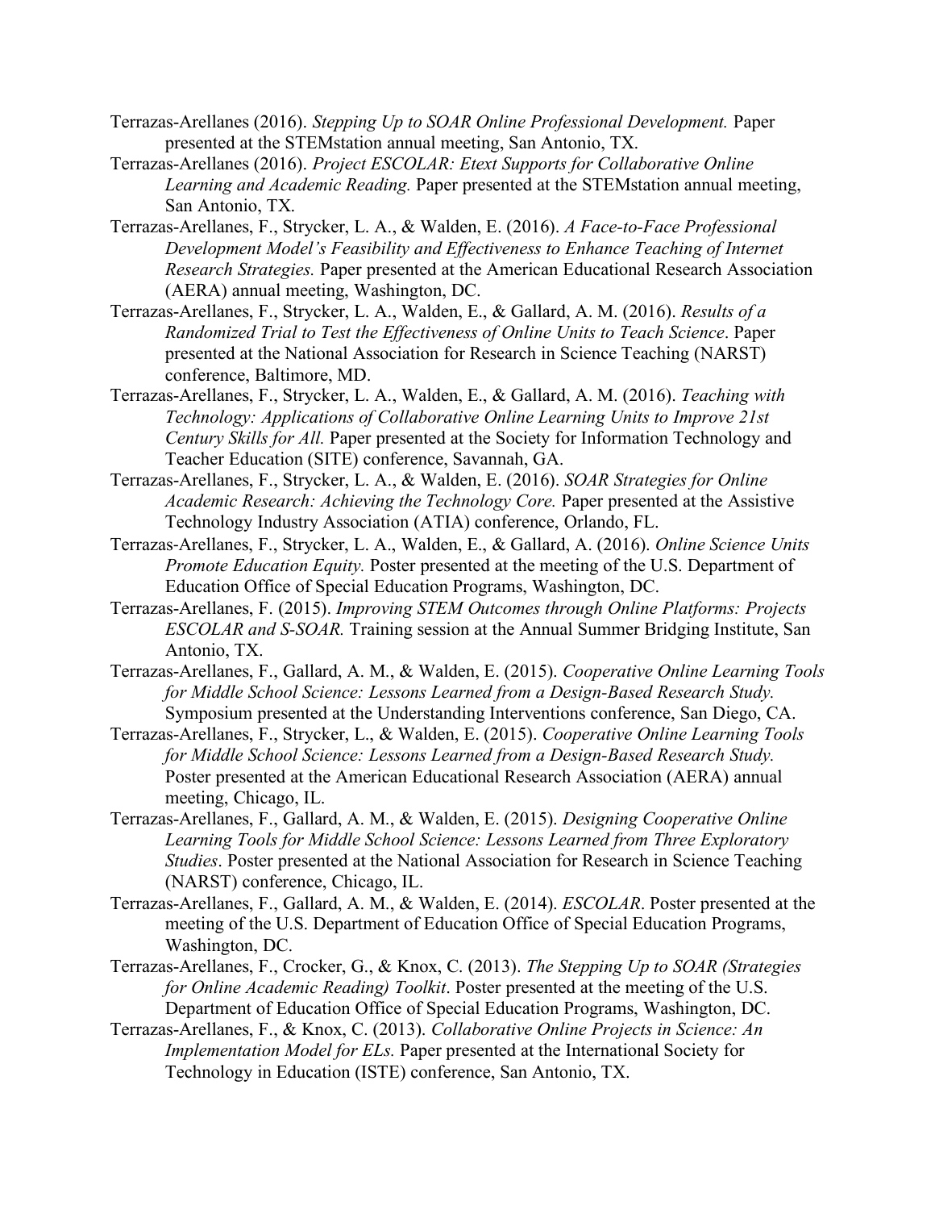Terrazas-Arellanes (2016). *Stepping Up to SOAR Online Professional Development.* Paper presented at the STEMstation annual meeting, San Antonio, TX.

Terrazas-Arellanes (2016). *Project ESCOLAR: Etext Supports for Collaborative Online Learning and Academic Reading.* Paper presented at the STEMstation annual meeting, San Antonio, TX.

Terrazas-Arellanes, F., Strycker, L. A., & Walden, E. (2016). *A Face-to-Face Professional Development Model's Feasibility and Effectiveness to Enhance Teaching of Internet Research Strategies.* Paper presented at the American Educational Research Association (AERA) annual meeting, Washington, DC.

Terrazas-Arellanes, F., Strycker, L. A., Walden, E., & Gallard, A. M. (2016). *Results of a Randomized Trial to Test the Effectiveness of Online Units to Teach Science*. Paper presented at the National Association for Research in Science Teaching (NARST) conference, Baltimore, MD.

Terrazas-Arellanes, F., Strycker, L. A., Walden, E., & Gallard, A. M. (2016). *Teaching with Technology: Applications of Collaborative Online Learning Units to Improve 21st Century Skills for All.* Paper presented at the Society for Information Technology and Teacher Education (SITE) conference, Savannah, GA.

Terrazas-Arellanes, F., Strycker, L. A., & Walden, E. (2016). *SOAR Strategies for Online Academic Research: Achieving the Technology Core.* Paper presented at the Assistive Technology Industry Association (ATIA) conference, Orlando, FL.

Terrazas-Arellanes, F., Strycker, L. A., Walden, E., & Gallard, A. (2016). *Online Science Units Promote Education Equity.* Poster presented at the meeting of the U.S. Department of Education Office of Special Education Programs, Washington, DC.

Terrazas-Arellanes, F. (2015). *Improving STEM Outcomes through Online Platforms: Projects ESCOLAR and S-SOAR.* Training session at the Annual Summer Bridging Institute, San Antonio, TX.

Terrazas-Arellanes, F., Gallard, A. M., & Walden, E. (2015). *Cooperative Online Learning Tools for Middle School Science: Lessons Learned from a Design-Based Research Study.* Symposium presented at the Understanding Interventions conference, San Diego, CA.

Terrazas-Arellanes, F., Strycker, L., & Walden, E. (2015). *Cooperative Online Learning Tools for Middle School Science: Lessons Learned from a Design-Based Research Study.* Poster presented at the American Educational Research Association (AERA) annual meeting, Chicago, IL.

Terrazas-Arellanes, F., Gallard, A. M., & Walden, E. (2015). *Designing Cooperative Online Learning Tools for Middle School Science: Lessons Learned from Three Exploratory Studies*. Poster presented at the National Association for Research in Science Teaching (NARST) conference, Chicago, IL.

Terrazas-Arellanes, F., Gallard, A. M., & Walden, E. (2014). *ESCOLAR*. Poster presented at the meeting of the U.S. Department of Education Office of Special Education Programs, Washington, DC.

Terrazas-Arellanes, F., Crocker, G., & Knox, C. (2013). *The Stepping Up to SOAR (Strategies for Online Academic Reading) Toolkit*. Poster presented at the meeting of the U.S. Department of Education Office of Special Education Programs, Washington, DC.

Terrazas-Arellanes, F., & Knox, C. (2013). *Collaborative Online Projects in Science: An Implementation Model for ELs.* Paper presented at the International Society for Technology in Education (ISTE) conference, San Antonio, TX.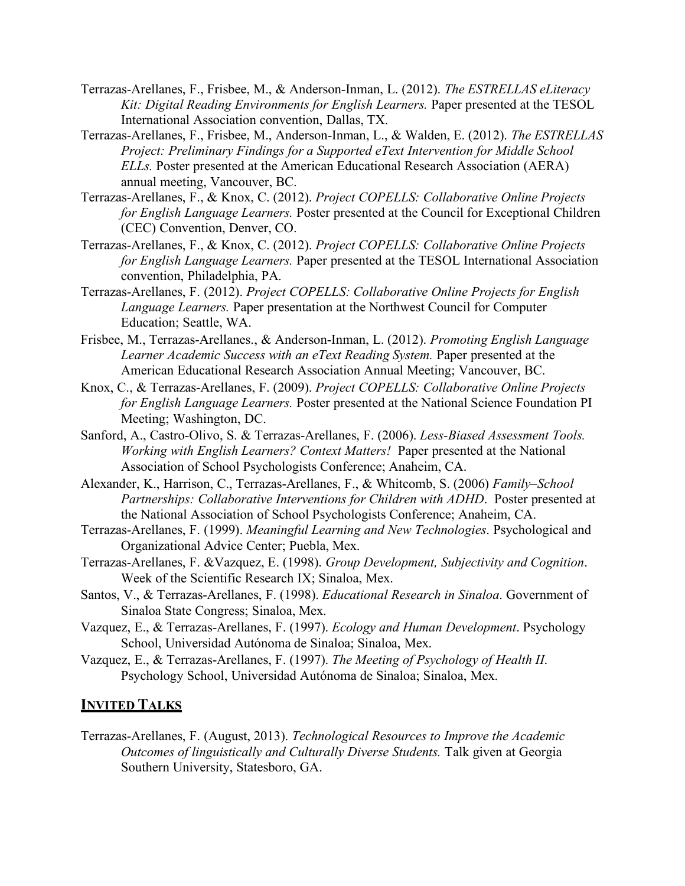Terrazas-Arellanes, F., Frisbee, M., & Anderson-Inman, L. (2012). *The ESTRELLAS eLiteracy Kit: Digital Reading Environments for English Learners.* Paper presented at the TESOL International Association convention, Dallas, TX.

Terrazas-Arellanes, F., Frisbee, M., Anderson-Inman, L., & Walden, E. (2012). *The ESTRELLAS Project: Preliminary Findings for a Supported eText Intervention for Middle School ELLs.* Poster presented at the American Educational Research Association (AERA) annual meeting, Vancouver, BC.

Terrazas-Arellanes, F., & Knox, C. (2012). *Project COPELLS: Collaborative Online Projects for English Language Learners.* Poster presented at the Council for Exceptional Children (CEC) Convention, Denver, CO.

Terrazas-Arellanes, F., & Knox, C. (2012). *Project COPELLS: Collaborative Online Projects for English Language Learners.* Paper presented at the TESOL International Association convention, Philadelphia, PA.

Terrazas-Arellanes, F. (2012). *Project COPELLS: Collaborative Online Projects for English Language Learners.* Paper presentation at the Northwest Council for Computer Education; Seattle, WA.

Frisbee, M., Terrazas-Arellanes., & Anderson-Inman, L. (2012). *Promoting English Language Learner Academic Success with an eText Reading System.* Paper presented at the American Educational Research Association Annual Meeting; Vancouver, BC.

Knox, C., & Terrazas-Arellanes, F. (2009). *Project COPELLS: Collaborative Online Projects for English Language Learners.* Poster presented at the National Science Foundation PI Meeting; Washington, DC.

Sanford, A., Castro-Olivo, S. & Terrazas-Arellanes, F. (2006). *Less-Biased Assessment Tools. Working with English Learners? Context Matters!* Paper presented at the National Association of School Psychologists Conference; Anaheim, CA.

Alexander, K., Harrison, C., Terrazas-Arellanes, F., & Whitcomb, S. (2006) *Family–School Partnerships: Collaborative Interventions for Children with ADHD*. Poster presented at the National Association of School Psychologists Conference; Anaheim, CA.

Terrazas-Arellanes, F. (1999). *Meaningful Learning and New Technologies*. Psychological and Organizational Advice Center; Puebla, Mex.

Terrazas-Arellanes, F. &Vazquez, E. (1998). *Group Development, Subjectivity and Cognition*. Week of the Scientific Research IX; Sinaloa, Mex.

Santos, V., & Terrazas-Arellanes, F. (1998). *Educational Research in Sinaloa*. Government of Sinaloa State Congress; Sinaloa, Mex.

Vazquez, E., & Terrazas-Arellanes, F. (1997). *Ecology and Human Development*. Psychology School, Universidad Autónoma de Sinaloa; Sinaloa, Mex.

Vazquez, E., & Terrazas-Arellanes, F. (1997). *The Meeting of Psychology of Health II*. Psychology School, Universidad Autónoma de Sinaloa; Sinaloa, Mex.

## INVITED TALKS

Terrazas-Arellanes, F. (August, 2013). *Technological Resources to Improve the Academic Outcomes of linguistically and Culturally Diverse Students.* Talk given at Georgia Southern University, Statesboro, GA.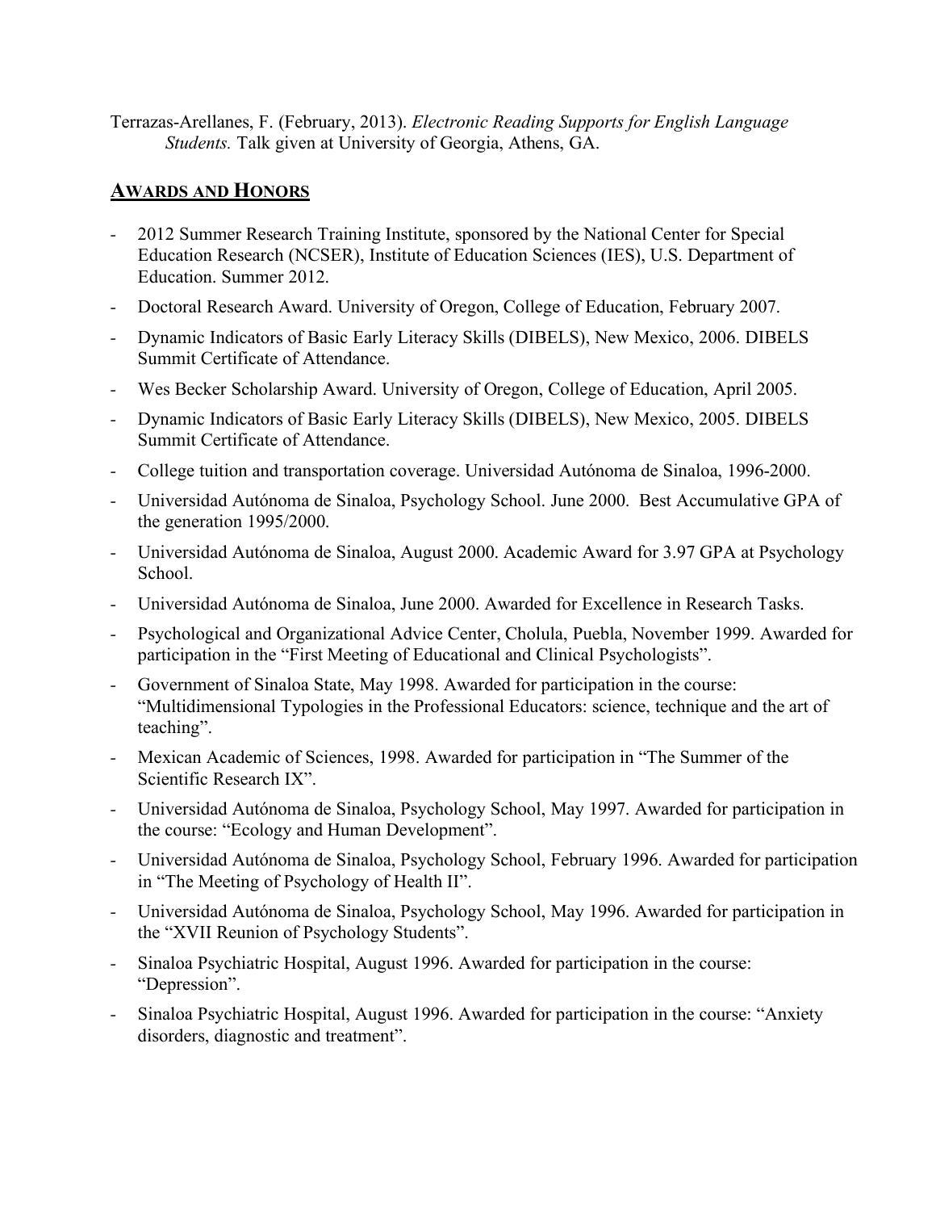Terrazas-Arellanes, F. (February, 2013). *Electronic Reading Supports for English Language Students.* Talk given at University of Georgia, Athens, GA.

## AWARDS AND HONORS

- 2012 Summer Research Training Institute, sponsored by the National Center for Special Education Research (NCSER), Institute of Education Sciences (IES), U.S. Department of Education. Summer 2012.
- Doctoral Research Award. University of Oregon, College of Education, February 2007.
- Dynamic Indicators of Basic Early Literacy Skills (DIBELS), New Mexico, 2006. DIBELS Summit Certificate of Attendance.
- Wes Becker Scholarship Award. University of Oregon, College of Education, April 2005.
- Dynamic Indicators of Basic Early Literacy Skills (DIBELS), New Mexico, 2005. DIBELS Summit Certificate of Attendance.
- College tuition and transportation coverage. Universidad Autónoma de Sinaloa, 1996-2000.
- Universidad Autónoma de Sinaloa, Psychology School. June 2000. Best Accumulative GPA of the generation 1995/2000.
- Universidad Autónoma de Sinaloa, August 2000. Academic Award for 3.97 GPA at Psychology School.
- Universidad Autónoma de Sinaloa, June 2000. Awarded for Excellence in Research Tasks.
- Psychological and Organizational Advice Center, Cholula, Puebla, November 1999. Awarded for participation in the "First Meeting of Educational and Clinical Psychologists".
- Government of Sinaloa State, May 1998. Awarded for participation in the course: "Multidimensional Typologies in the Professional Educators: science, technique and the art of teaching".
- Mexican Academic of Sciences, 1998. Awarded for participation in "The Summer of the Scientific Research IX".
- Universidad Autónoma de Sinaloa, Psychology School, May 1997. Awarded for participation in the course: "Ecology and Human Development".
- Universidad Autónoma de Sinaloa, Psychology School, February 1996. Awarded for participation in "The Meeting of Psychology of Health II".
- Universidad Autónoma de Sinaloa, Psychology School, May 1996. Awarded for participation in the "XVII Reunion of Psychology Students".
- Sinaloa Psychiatric Hospital, August 1996. Awarded for participation in the course: "Depression".
- Sinaloa Psychiatric Hospital, August 1996. Awarded for participation in the course: "Anxiety disorders, diagnostic and treatment".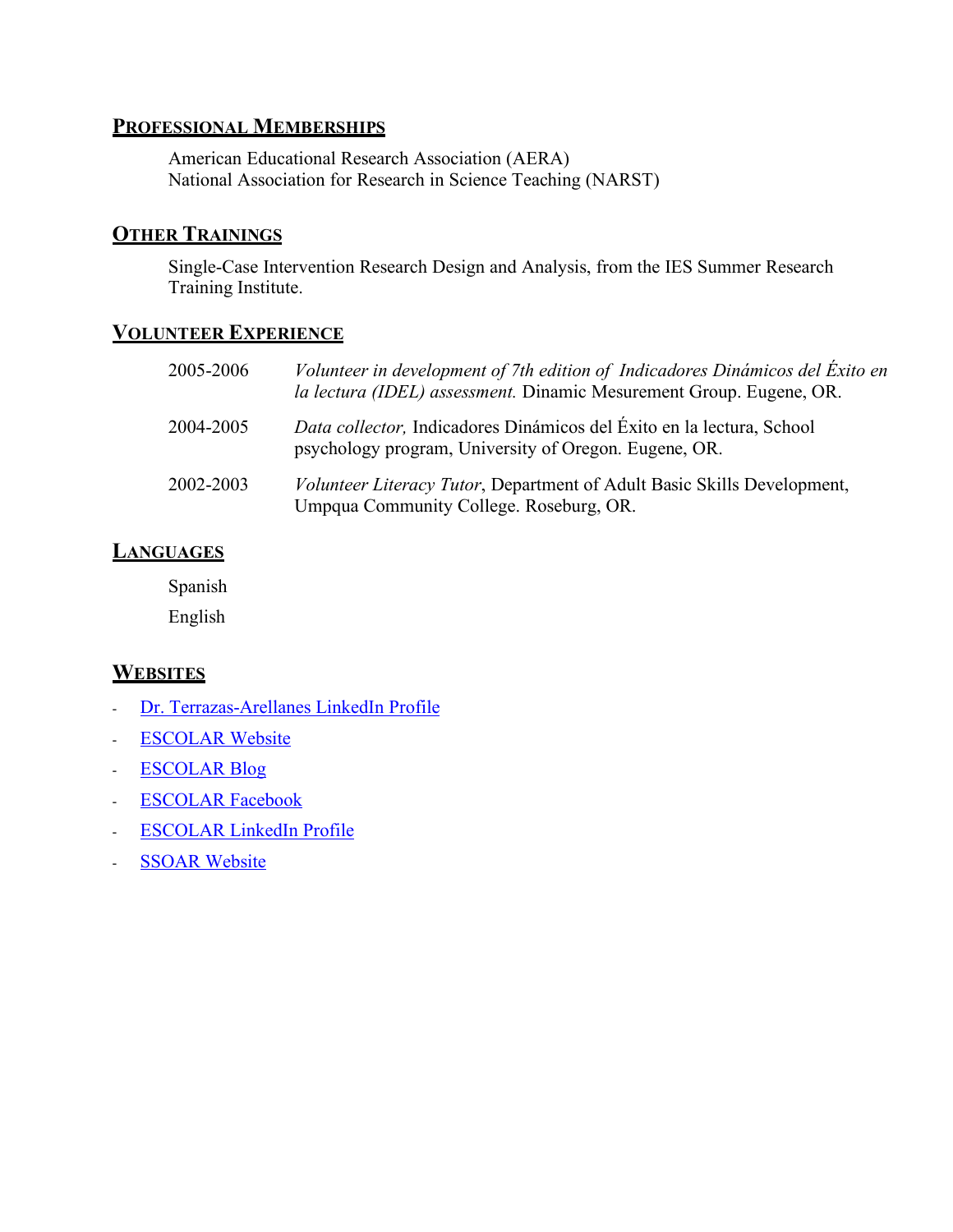## PROFESSIONAL MEMBERSHIPS

American Educational Research Association (AERA)
National Association for Research in Science Teaching (NARST)

## OTHER TRAININGS

Single-Case Intervention Research Design and Analysis, from the IES Summer Research Training Institute.

## VOLUNTEER EXPERIENCE

| | |
|---|---|
| 2005-2006 | *Volunteer in development of 7th edition of Indicadores Dinámicos del Éxito en la lectura (IDEL) assessment.* Dinamic Mesurement Group. Eugene, OR. |
| 2004-2005 | *Data collector,* Indicadores Dinámicos del Éxito en la lectura, School psychology program, University of Oregon. Eugene, OR. |
| 2002-2003 | *Volunteer Literacy Tutor*, Department of Adult Basic Skills Development, Umpqua Community College. Roseburg, OR. |

## LANGUAGES

Spanish

English

## WEBSITES

- Dr. Terrazas-Arellanes LinkedIn Profile
- ESCOLAR Website
- ESCOLAR Blog
- ESCOLAR Facebook
- ESCOLAR LinkedIn Profile
- SSOAR Website